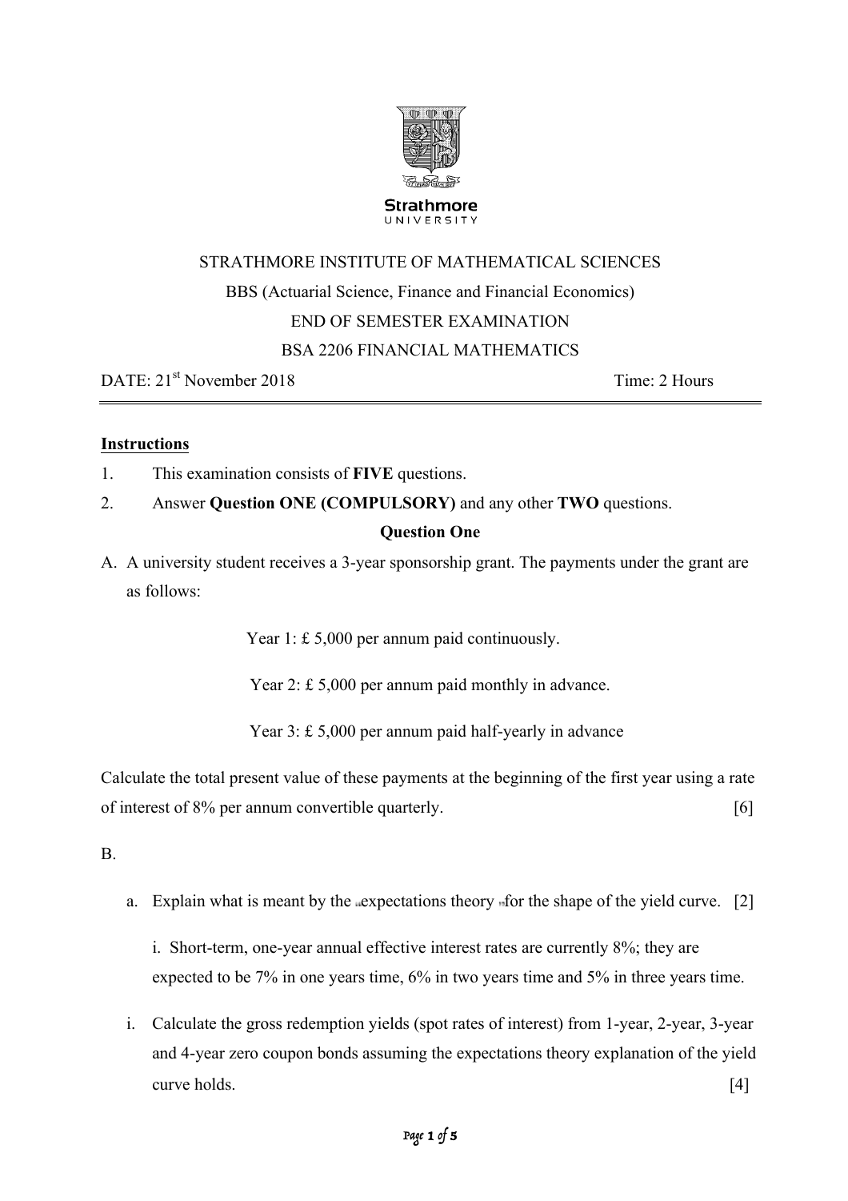Strathmore
UNIVERSITY

STRATHMORE INSTITUTE OF MATHEMATICAL SCIENCES

BBS (Actuarial Science, Finance and Financial Economics)

END OF SEMESTER EXAMINATION

BSA 2206 FINANCIAL MATHEMATICS

DATE: 21st November 2018 Time: 2 Hours

**Instructions**

1. This examination consists of **FIVE** questions.
2. Answer **Question ONE (COMPULSORY)** and any other **TWO** questions.

**Question One**

A. A university student receives a 3-year sponsorship grant. The payments under the grant are as follows:

Year 1: £ 5,000 per annum paid continuously.

Year 2: £ 5,000 per annum paid monthly in advance.

Year 3: £ 5,000 per annum paid half-yearly in advance

Calculate the total present value of these payments at the beginning of the first year using a rate of interest of 8% per annum convertible quarterly. [6]

B.

a. Explain what is meant by the "expectations theory" for the shape of the yield curve. [2]

i. Short-term, one-year annual effective interest rates are currently 8%; they are expected to be 7% in one years time, 6% in two years time and 5% in three years time.

i. Calculate the gross redemption yields (spot rates of interest) from 1-year, 2-year, 3-year and 4-year zero coupon bonds assuming the expectations theory explanation of the yield curve holds. [4]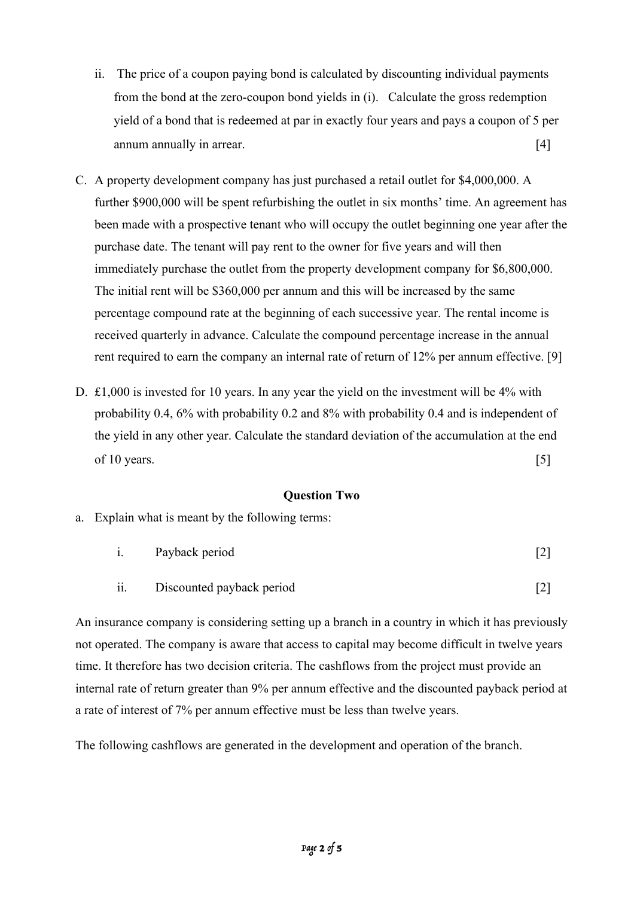ii. The price of a coupon paying bond is calculated by discounting individual payments from the bond at the zero-coupon bond yields in (i). Calculate the gross redemption yield of a bond that is redeemed at par in exactly four years and pays a coupon of 5 per annum annually in arrear. [4]

C. A property development company has just purchased a retail outlet for $4,000,000. A further $900,000 will be spent refurbishing the outlet in six months' time. An agreement has been made with a prospective tenant who will occupy the outlet beginning one year after the purchase date. The tenant will pay rent to the owner for five years and will then immediately purchase the outlet from the property development company for $6,800,000. The initial rent will be $360,000 per annum and this will be increased by the same percentage compound rate at the beginning of each successive year. The rental income is received quarterly in advance. Calculate the compound percentage increase in the annual rent required to earn the company an internal rate of return of 12% per annum effective. [9]

D. £1,000 is invested for 10 years. In any year the yield on the investment will be 4% with probability 0.4, 6% with probability 0.2 and 8% with probability 0.4 and is independent of the yield in any other year. Calculate the standard deviation of the accumulation at the end of 10 years. [5]

**Question Two**

a. Explain what is meant by the following terms:

   i. Payback period [2]

   ii. Discounted payback period [2]

An insurance company is considering setting up a branch in a country in which it has previously not operated. The company is aware that access to capital may become difficult in twelve years time. It therefore has two decision criteria. The cashflows from the project must provide an internal rate of return greater than 9% per annum effective and the discounted payback period at a rate of interest of 7% per annum effective must be less than twelve years.

The following cashflows are generated in the development and operation of the branch.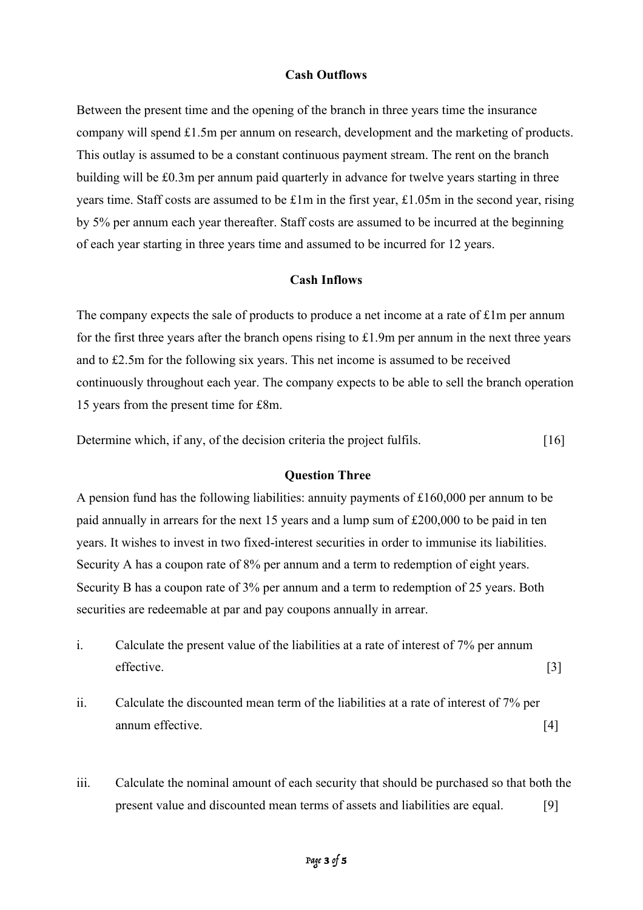**Cash Outflows**

Between the present time and the opening of the branch in three years time the insurance company will spend £1.5m per annum on research, development and the marketing of products. This outlay is assumed to be a constant continuous payment stream. The rent on the branch building will be £0.3m per annum paid quarterly in advance for twelve years starting in three years time. Staff costs are assumed to be £1m in the first year, £1.05m in the second year, rising by 5% per annum each year thereafter. Staff costs are assumed to be incurred at the beginning of each year starting in three years time and assumed to be incurred for 12 years.

**Cash Inflows**

The company expects the sale of products to produce a net income at a rate of £1m per annum for the first three years after the branch opens rising to £1.9m per annum in the next three years and to £2.5m for the following six years. This net income is assumed to be received continuously throughout each year. The company expects to be able to sell the branch operation 15 years from the present time for £8m.

Determine which, if any, of the decision criteria the project fulfils. [16]

**Question Three**

A pension fund has the following liabilities: annuity payments of £160,000 per annum to be paid annually in arrears for the next 15 years and a lump sum of £200,000 to be paid in ten years. It wishes to invest in two fixed-interest securities in order to immunise its liabilities. Security A has a coupon rate of 8% per annum and a term to redemption of eight years. Security B has a coupon rate of 3% per annum and a term to redemption of 25 years. Both securities are redeemable at par and pay coupons annually in arrear.

i. Calculate the present value of the liabilities at a rate of interest of 7% per annum effective. [3]

ii. Calculate the discounted mean term of the liabilities at a rate of interest of 7% per annum effective. [4]

iii. Calculate the nominal amount of each security that should be purchased so that both the present value and discounted mean terms of assets and liabilities are equal. [9]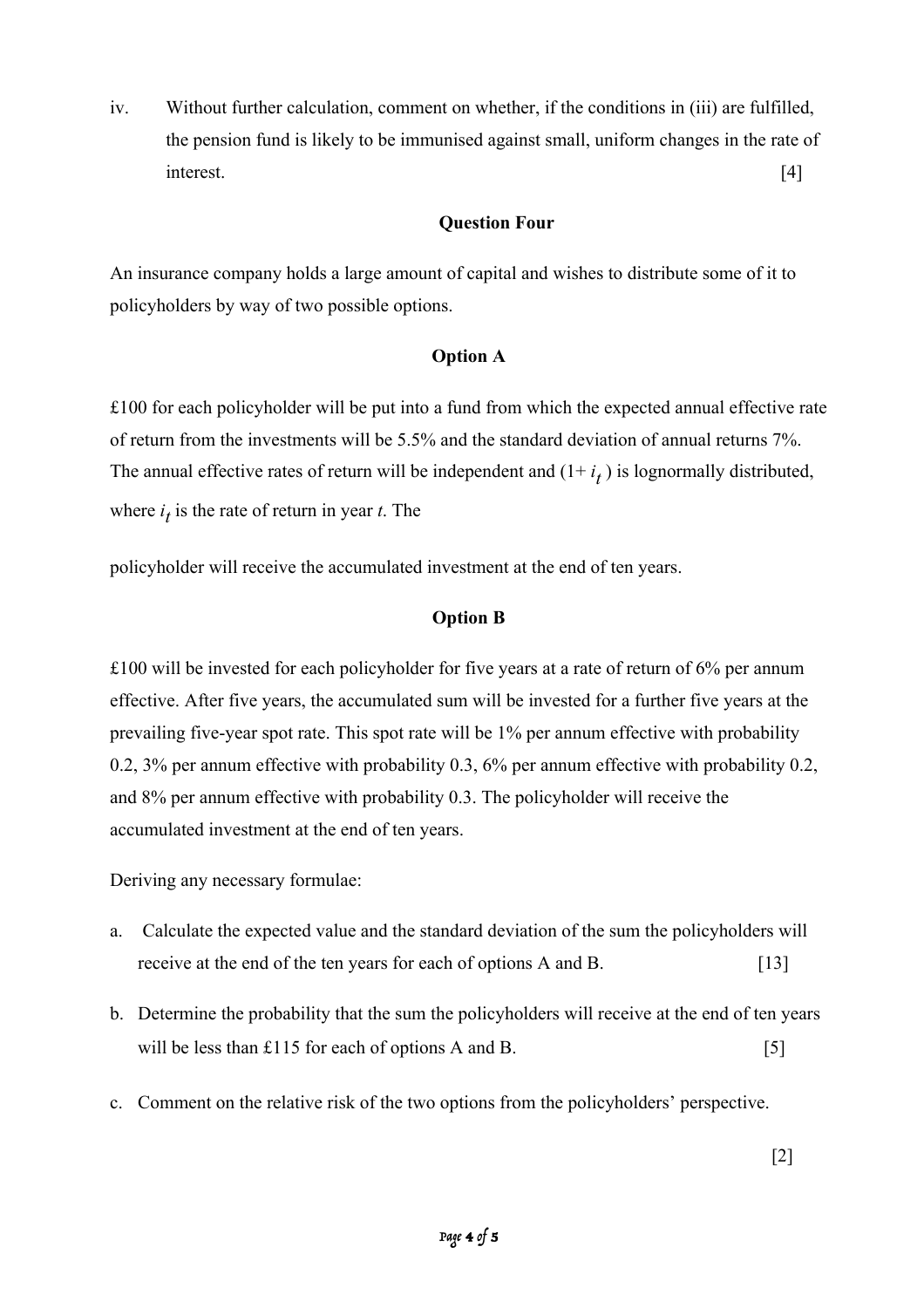iv. Without further calculation, comment on whether, if the conditions in (iii) are fulfilled, the pension fund is likely to be immunised against small, uniform changes in the rate of interest. [4]

**Question Four**

An insurance company holds a large amount of capital and wishes to distribute some of it to policyholders by way of two possible options.

**Option A**

£100 for each policyholder will be put into a fund from which the expected annual effective rate of return from the investments will be 5.5% and the standard deviation of annual returns 7%. The annual effective rates of return will be independent and $(1+i_t)$ is lognormally distributed, where $i_t$ is the rate of return in year $t$. The

policyholder will receive the accumulated investment at the end of ten years.

**Option B**

£100 will be invested for each policyholder for five years at a rate of return of 6% per annum effective. After five years, the accumulated sum will be invested for a further five years at the prevailing five-year spot rate. This spot rate will be 1% per annum effective with probability 0.2, 3% per annum effective with probability 0.3, 6% per annum effective with probability 0.2, and 8% per annum effective with probability 0.3. The policyholder will receive the accumulated investment at the end of ten years.

Deriving any necessary formulae:

a. Calculate the expected value and the standard deviation of the sum the policyholders will receive at the end of the ten years for each of options A and B. [13]

b. Determine the probability that the sum the policyholders will receive at the end of ten years will be less than £115 for each of options A and B. [5]

c. Comment on the relative risk of the two options from the policyholders' perspective. [2]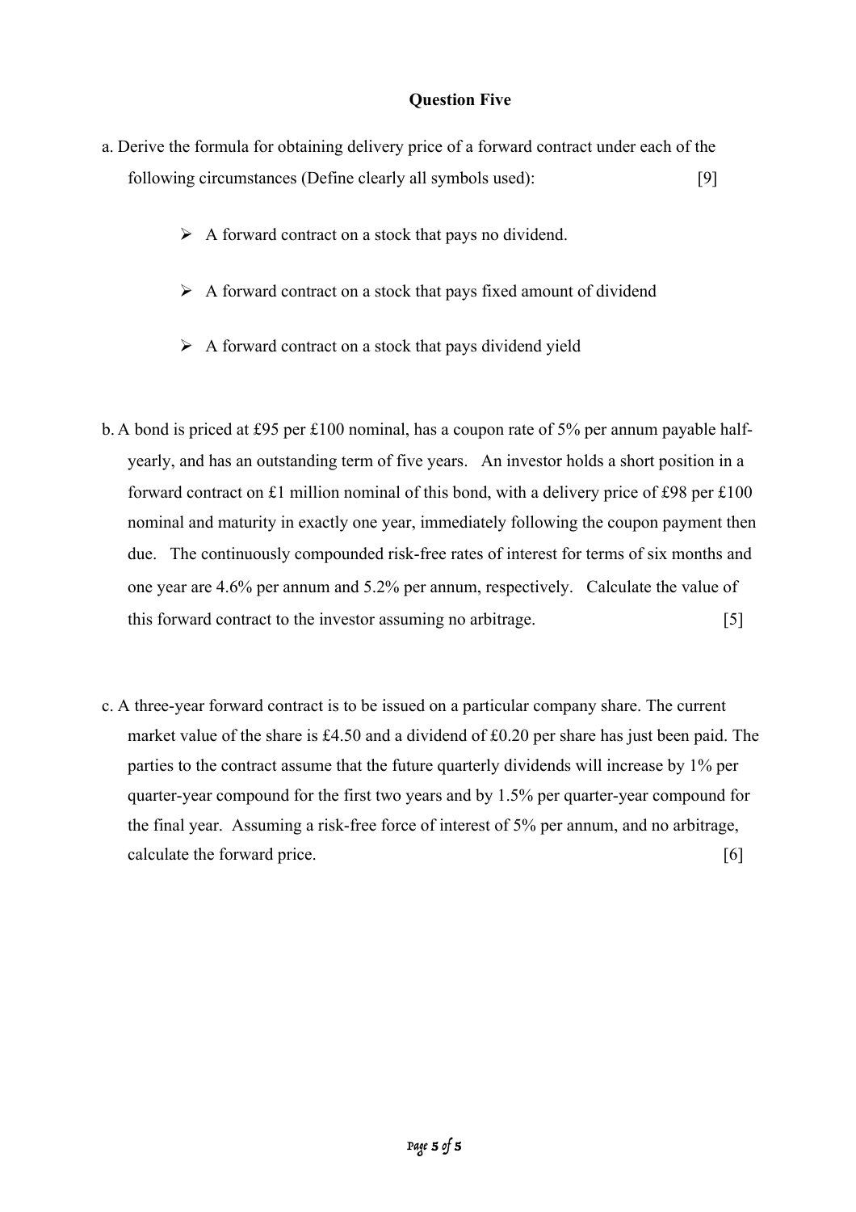**Question Five**

a. Derive the formula for obtaining delivery price of a forward contract under each of the following circumstances (Define clearly all symbols used): [9]

- A forward contract on a stock that pays no dividend.
- A forward contract on a stock that pays fixed amount of dividend
- A forward contract on a stock that pays dividend yield

b. A bond is priced at £95 per £100 nominal, has a coupon rate of 5% per annum payable half-yearly, and has an outstanding term of five years. An investor holds a short position in a forward contract on £1 million nominal of this bond, with a delivery price of £98 per £100 nominal and maturity in exactly one year, immediately following the coupon payment then due. The continuously compounded risk-free rates of interest for terms of six months and one year are 4.6% per annum and 5.2% per annum, respectively. Calculate the value of this forward contract to the investor assuming no arbitrage. [5]

c. A three-year forward contract is to be issued on a particular company share. The current market value of the share is £4.50 and a dividend of £0.20 per share has just been paid. The parties to the contract assume that the future quarterly dividends will increase by 1% per quarter-year compound for the first two years and by 1.5% per quarter-year compound for the final year. Assuming a risk-free force of interest of 5% per annum, and no arbitrage, calculate the forward price. [6]